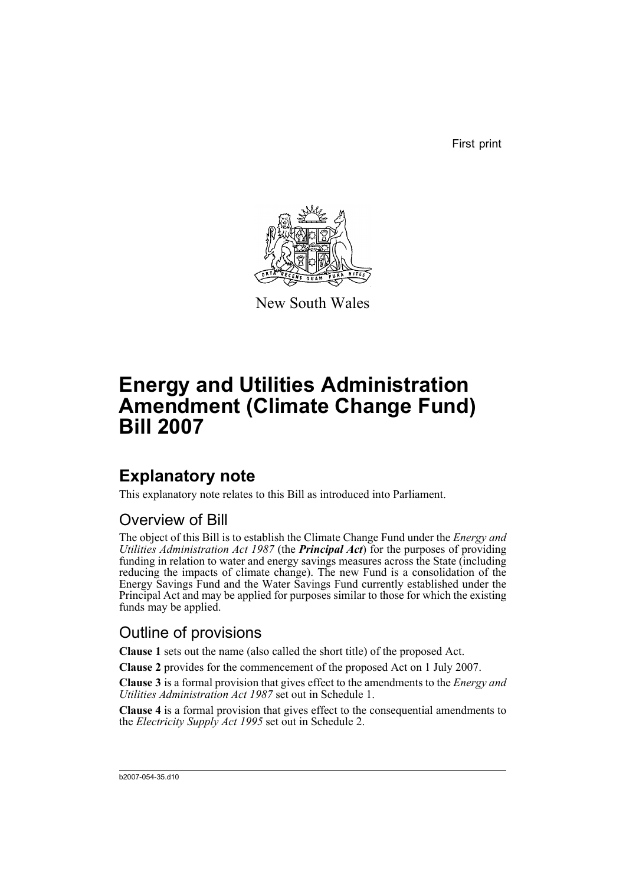First print

New South Wales

# Energy and Utilities Administration Amendment (Climate Change Fund) Bill 2007

## Explanatory note

This explanatory note relates to this Bill as introduced into Parliament.

### Overview of Bill

The object of this Bill is to establish the Climate Change Fund under the *Energy and Utilities Administration Act 1987* (the ***Principal Act***) for the purposes of providing funding in relation to water and energy savings measures across the State (including reducing the impacts of climate change). The new Fund is a consolidation of the Energy Savings Fund and the Water Savings Fund currently established under the Principal Act and may be applied for purposes similar to those for which the existing funds may be applied.

### Outline of provisions

**Clause 1** sets out the name (also called the short title) of the proposed Act.

**Clause 2** provides for the commencement of the proposed Act on 1 July 2007.

**Clause 3** is a formal provision that gives effect to the amendments to the *Energy and Utilities Administration Act 1987* set out in Schedule 1.

**Clause 4** is a formal provision that gives effect to the consequential amendments to the *Electricity Supply Act 1995* set out in Schedule 2.

b2007-054-35.d10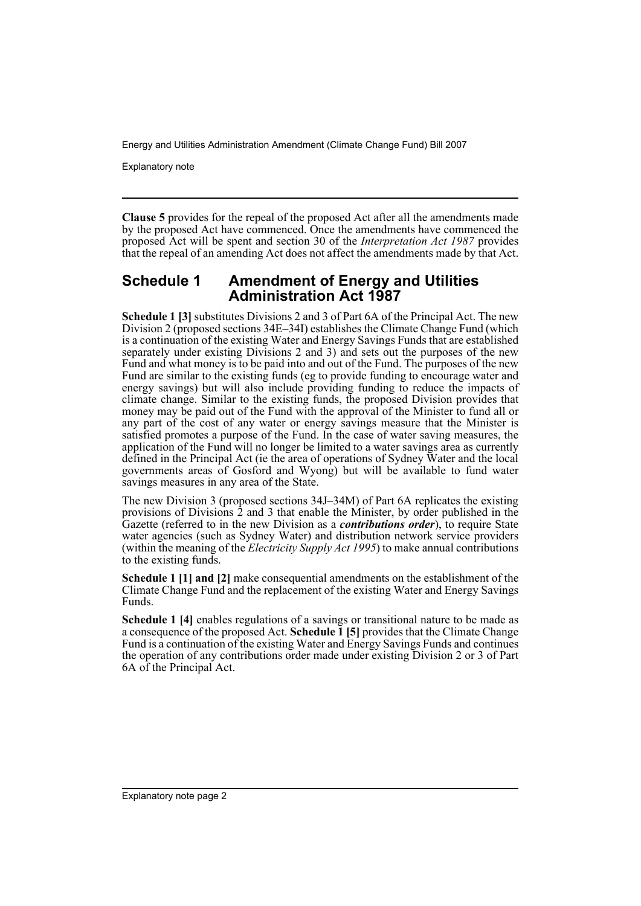**Clause 5** provides for the repeal of the proposed Act after all the amendments made by the proposed Act have commenced. Once the amendments have commenced the proposed Act will be spent and section 30 of the *Interpretation Act 1987* provides that the repeal of an amending Act does not affect the amendments made by that Act.

## Schedule 1 Amendment of Energy and Utilities Administration Act 1987

**Schedule 1 [3]** substitutes Divisions 2 and 3 of Part 6A of the Principal Act. The new Division 2 (proposed sections 34E–34I) establishes the Climate Change Fund (which is a continuation of the existing Water and Energy Savings Funds that are established separately under existing Divisions 2 and 3) and sets out the purposes of the new Fund and what money is to be paid into and out of the Fund. The purposes of the new Fund are similar to the existing funds (eg to provide funding to encourage water and energy savings) but will also include providing funding to reduce the impacts of climate change. Similar to the existing funds, the proposed Division provides that money may be paid out of the Fund with the approval of the Minister to fund all or any part of the cost of any water or energy savings measure that the Minister is satisfied promotes a purpose of the Fund. In the case of water saving measures, the application of the Fund will no longer be limited to a water savings area as currently defined in the Principal Act (ie the area of operations of Sydney Water and the local governments areas of Gosford and Wyong) but will be available to fund water savings measures in any area of the State.

The new Division 3 (proposed sections 34J–34M) of Part 6A replicates the existing provisions of Divisions 2 and 3 that enable the Minister, by order published in the Gazette (referred to in the new Division as a ***contributions order***), to require State water agencies (such as Sydney Water) and distribution network service providers (within the meaning of the *Electricity Supply Act 1995*) to make annual contributions to the existing funds.

**Schedule 1 [1] and [2]** make consequential amendments on the establishment of the Climate Change Fund and the replacement of the existing Water and Energy Savings Funds.

**Schedule 1 [4]** enables regulations of a savings or transitional nature to be made as a consequence of the proposed Act. **Schedule 1 [5]** provides that the Climate Change Fund is a continuation of the existing Water and Energy Savings Funds and continues the operation of any contributions order made under existing Division 2 or 3 of Part 6A of the Principal Act.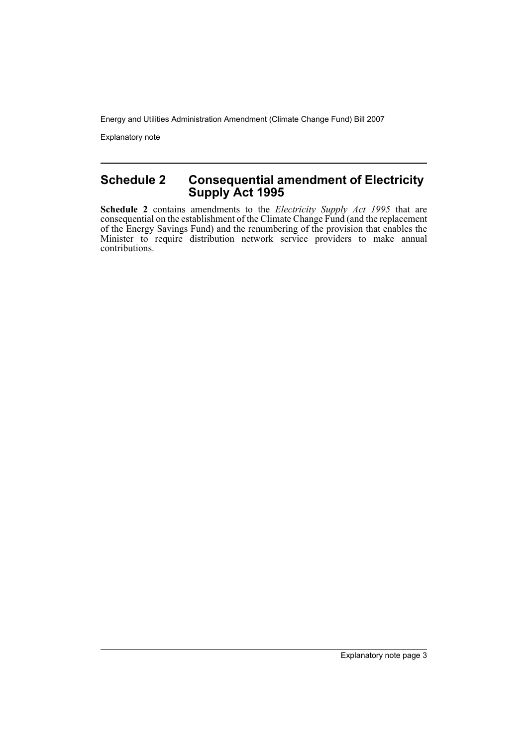## Schedule 2 Consequential amendment of Electricity Supply Act 1995

**Schedule 2** contains amendments to the *Electricity Supply Act 1995* that are consequential on the establishment of the Climate Change Fund (and the replacement of the Energy Savings Fund) and the renumbering of the provision that enables the Minister to require distribution network service providers to make annual contributions.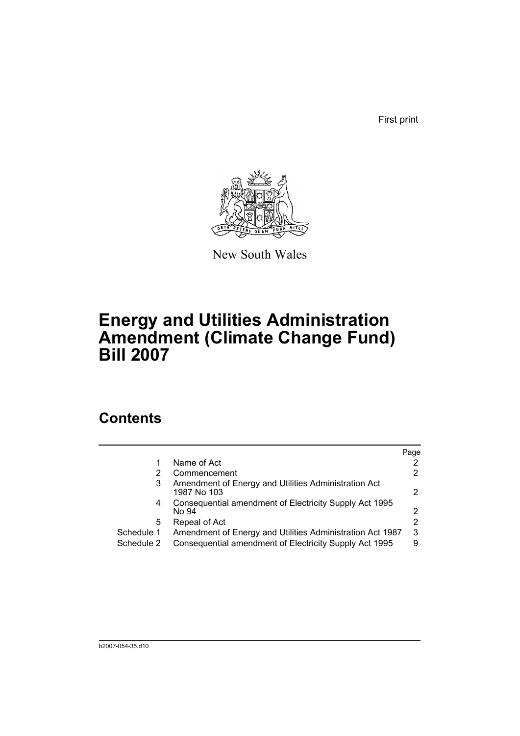First print

New South Wales

# Energy and Utilities Administration Amendment (Climate Change Fund) Bill 2007

## Contents

| | | Page |
|---|---|---|
| 1 | Name of Act | 2 |
| 2 | Commencement | 2 |
| 3 | Amendment of Energy and Utilities Administration Act 1987 No 103 | 2 |
| 4 | Consequential amendment of Electricity Supply Act 1995 No 94 | 2 |
| 5 | Repeal of Act | 2 |
| Schedule 1 | Amendment of Energy and Utilities Administration Act 1987 | 3 |
| Schedule 2 | Consequential amendment of Electricity Supply Act 1995 | 9 |

b2007-054-35.d10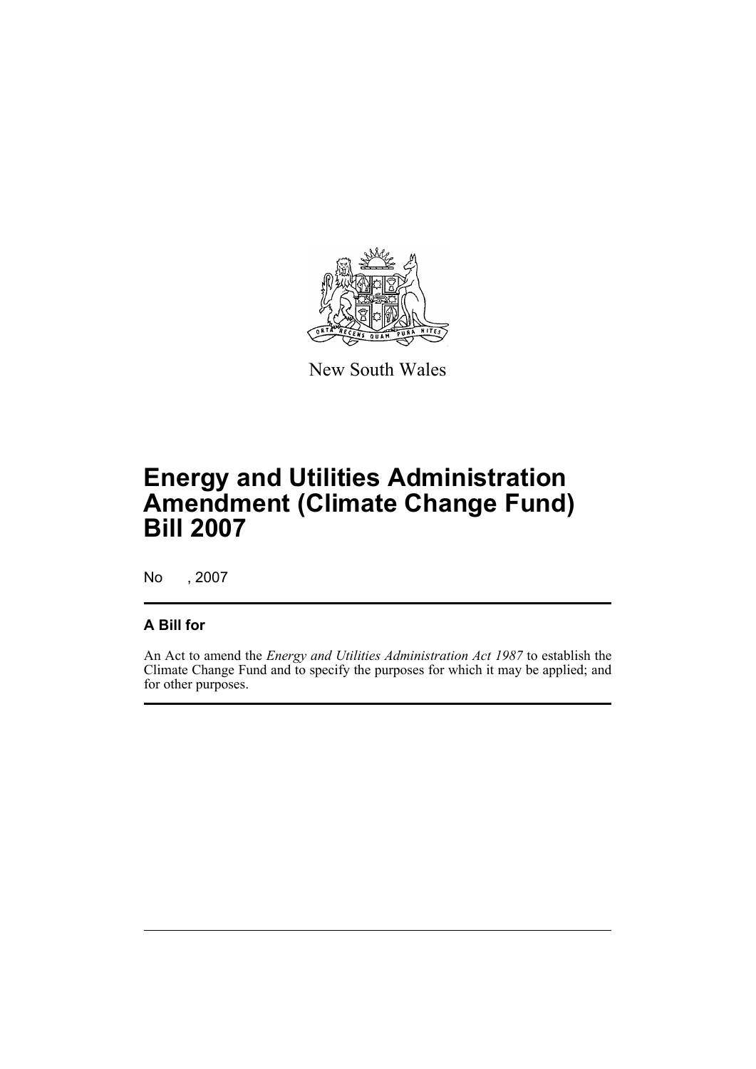New South Wales

# Energy and Utilities Administration Amendment (Climate Change Fund) Bill 2007

No , 2007

## A Bill for

An Act to amend the *Energy and Utilities Administration Act 1987* to establish the Climate Change Fund and to specify the purposes for which it may be applied; and for other purposes.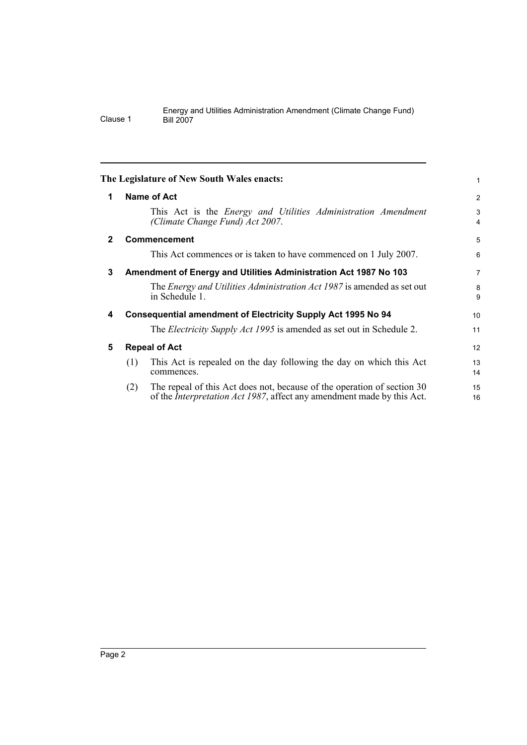**The Legislature of New South Wales enacts:**

## 1 Name of Act

This Act is the *Energy and Utilities Administration Amendment (Climate Change Fund) Act 2007*.

## 2 Commencement

This Act commences or is taken to have commenced on 1 July 2007.

## 3 Amendment of Energy and Utilities Administration Act 1987 No 103

The *Energy and Utilities Administration Act 1987* is amended as set out in Schedule 1.

## 4 Consequential amendment of Electricity Supply Act 1995 No 94

The *Electricity Supply Act 1995* is amended as set out in Schedule 2.

## 5 Repeal of Act

(1) This Act is repealed on the day following the day on which this Act commences.

(2) The repeal of this Act does not, because of the operation of section 30 of the *Interpretation Act 1987*, affect any amendment made by this Act.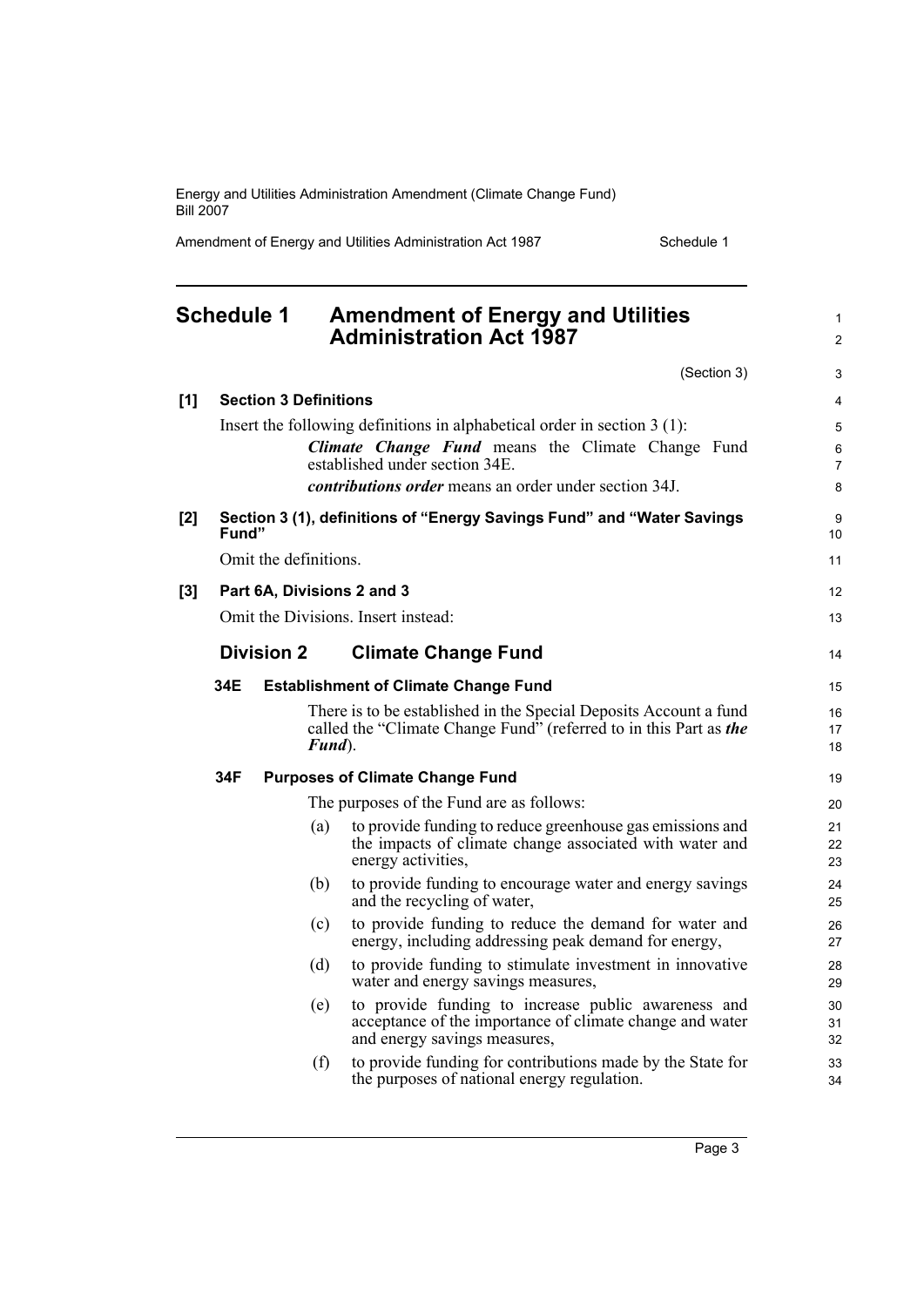# Schedule 1 Amendment of Energy and Utilities Administration Act 1987

(Section 3)

**[1] Section 3 Definitions**

Insert the following definitions in alphabetical order in section 3 (1):

> ***Climate Change Fund*** means the Climate Change Fund established under section 34E.
>
> ***contributions order*** means an order under section 34J.

**[2] Section 3 (1), definitions of "Energy Savings Fund" and "Water Savings Fund"**

Omit the definitions.

**[3] Part 6A, Divisions 2 and 3**

Omit the Divisions. Insert instead:

## Division 2 Climate Change Fund

### 34E Establishment of Climate Change Fund

There is to be established in the Special Deposits Account a fund called the "Climate Change Fund" (referred to in this Part as ***the Fund***).

### 34F Purposes of Climate Change Fund

The purposes of the Fund are as follows:

(a) to provide funding to reduce greenhouse gas emissions and the impacts of climate change associated with water and energy activities,

(b) to provide funding to encourage water and energy savings and the recycling of water,

(c) to provide funding to reduce the demand for water and energy, including addressing peak demand for energy,

(d) to provide funding to stimulate investment in innovative water and energy savings measures,

(e) to provide funding to increase public awareness and acceptance of the importance of climate change and water and energy savings measures,

(f) to provide funding for contributions made by the State for the purposes of national energy regulation.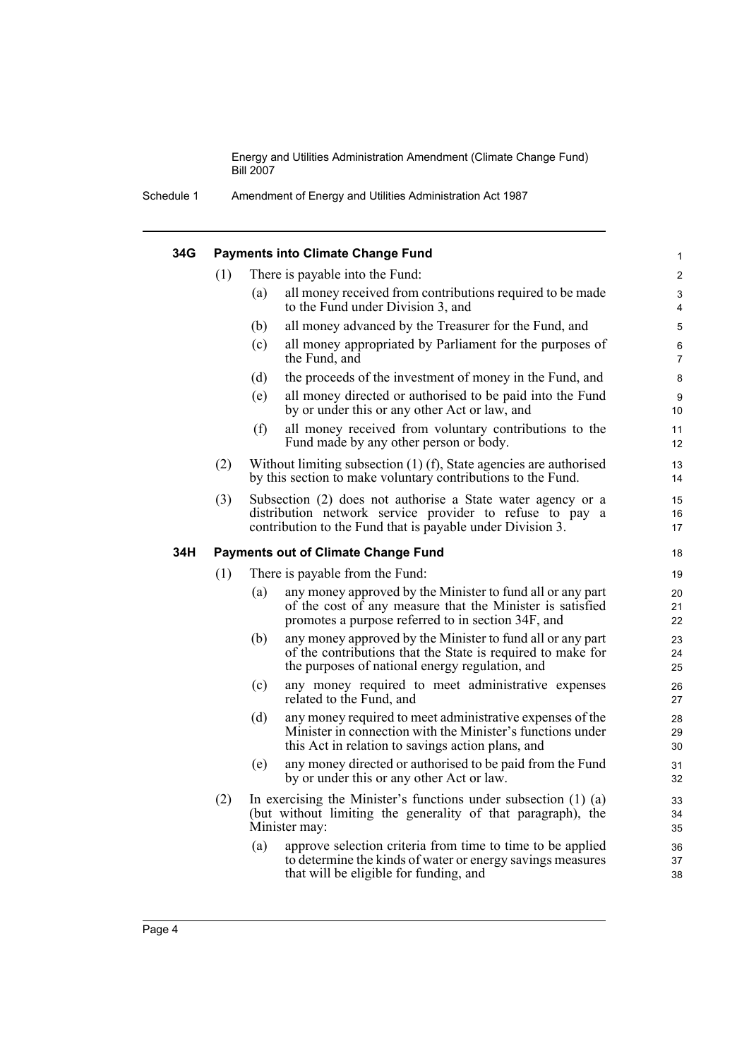#### 34G Payments into Climate Change Fund

(1) There is payable into the Fund:

(a) all money received from contributions required to be made to the Fund under Division 3, and

(b) all money advanced by the Treasurer for the Fund, and

(c) all money appropriated by Parliament for the purposes of the Fund, and

(d) the proceeds of the investment of money in the Fund, and

(e) all money directed or authorised to be paid into the Fund by or under this or any other Act or law, and

(f) all money received from voluntary contributions to the Fund made by any other person or body.

(2) Without limiting subsection (1) (f), State agencies are authorised by this section to make voluntary contributions to the Fund.

(3) Subsection (2) does not authorise a State water agency or a distribution network service provider to refuse to pay a contribution to the Fund that is payable under Division 3.

#### 34H Payments out of Climate Change Fund

(1) There is payable from the Fund:

(a) any money approved by the Minister to fund all or any part of the cost of any measure that the Minister is satisfied promotes a purpose referred to in section 34F, and

(b) any money approved by the Minister to fund all or any part of the contributions that the State is required to make for the purposes of national energy regulation, and

(c) any money required to meet administrative expenses related to the Fund, and

(d) any money required to meet administrative expenses of the Minister in connection with the Minister's functions under this Act in relation to savings action plans, and

(e) any money directed or authorised to be paid from the Fund by or under this or any other Act or law.

(2) In exercising the Minister's functions under subsection (1) (a) (but without limiting the generality of that paragraph), the Minister may:

(a) approve selection criteria from time to time to be applied to determine the kinds of water or energy savings measures that will be eligible for funding, and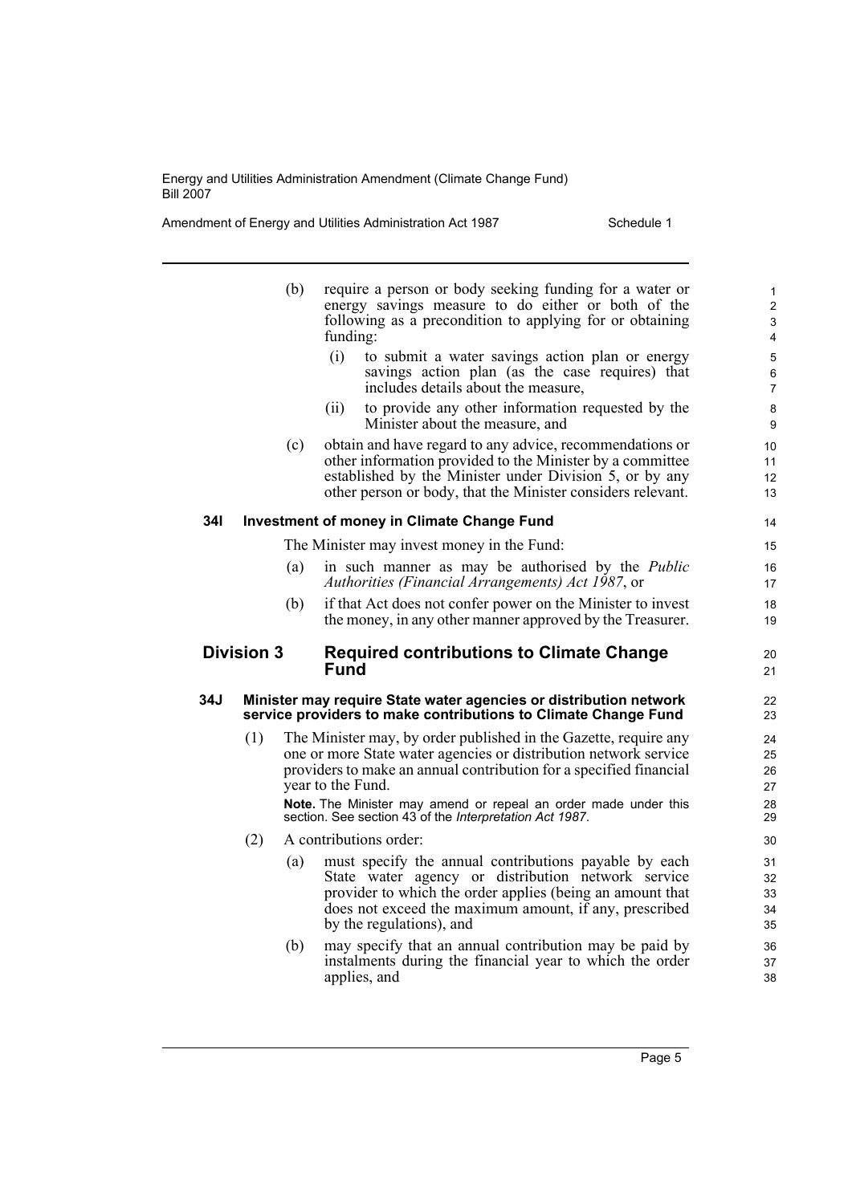(b) require a person or body seeking funding for a water or energy savings measure to do either or both of the following as a precondition to applying for or obtaining funding:

   (i) to submit a water savings action plan or energy savings action plan (as the case requires) that includes details about the measure,

   (ii) to provide any other information requested by the Minister about the measure, and

(c) obtain and have regard to any advice, recommendations or other information provided to the Minister by a committee established by the Minister under Division 5, or by any other person or body, that the Minister considers relevant.

**34I Investment of money in Climate Change Fund**

The Minister may invest money in the Fund:

(a) in such manner as may be authorised by the *Public Authorities (Financial Arrangements) Act 1987*, or

(b) if that Act does not confer power on the Minister to invest the money, in any other manner approved by the Treasurer.

## Division 3 Required contributions to Climate Change Fund

**34J Minister may require State water agencies or distribution network service providers to make contributions to Climate Change Fund**

(1) The Minister may, by order published in the Gazette, require any one or more State water agencies or distribution network service providers to make an annual contribution for a specified financial year to the Fund.

**Note.** The Minister may amend or repeal an order made under this section. See section 43 of the *Interpretation Act 1987*.

(2) A contributions order:

   (a) must specify the annual contributions payable by each State water agency or distribution network service provider to which the order applies (being an amount that does not exceed the maximum amount, if any, prescribed by the regulations), and

   (b) may specify that an annual contribution may be paid by instalments during the financial year to which the order applies, and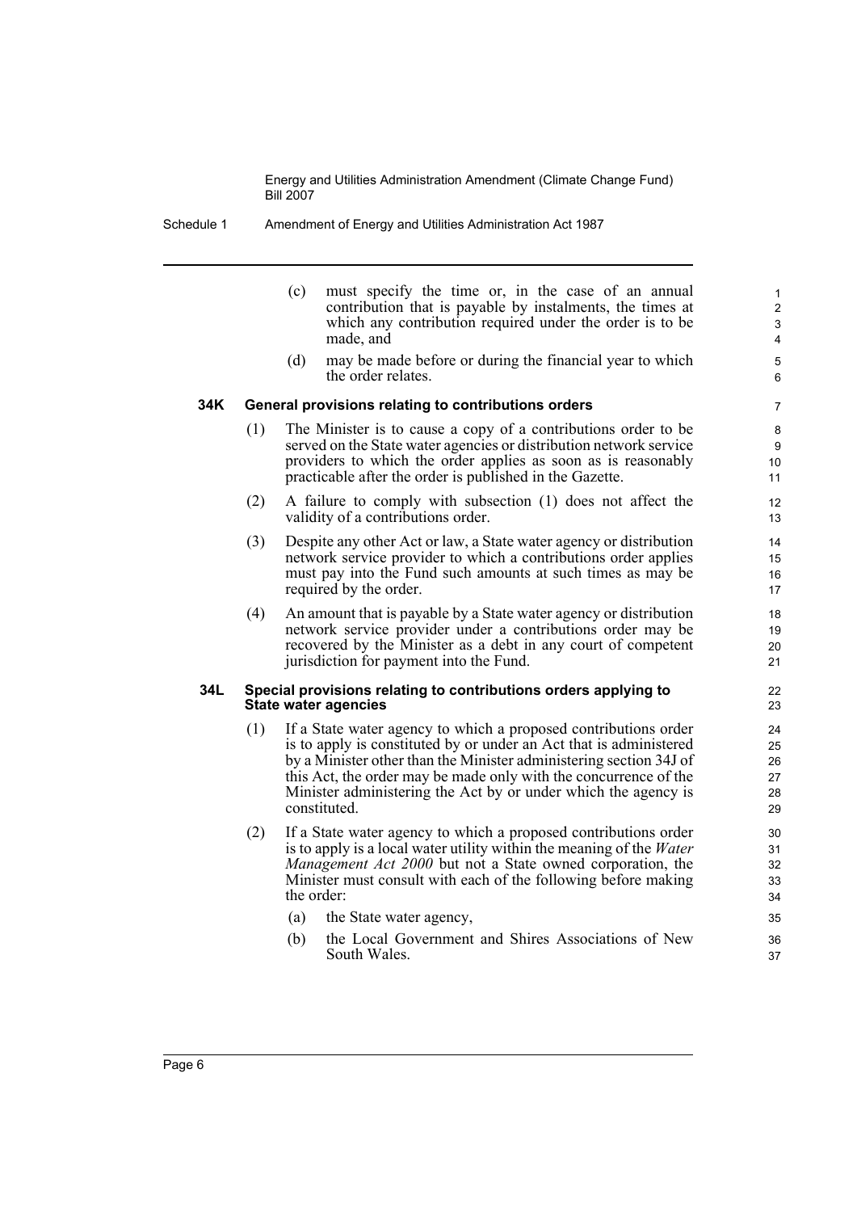(c) must specify the time or, in the case of an annual contribution that is payable by instalments, the times at which any contribution required under the order is to be made, and

(d) may be made before or during the financial year to which the order relates.

### 34K General provisions relating to contributions orders

(1) The Minister is to cause a copy of a contributions order to be served on the State water agencies or distribution network service providers to which the order applies as soon as is reasonably practicable after the order is published in the Gazette.

(2) A failure to comply with subsection (1) does not affect the validity of a contributions order.

(3) Despite any other Act or law, a State water agency or distribution network service provider to which a contributions order applies must pay into the Fund such amounts at such times as may be required by the order.

(4) An amount that is payable by a State water agency or distribution network service provider under a contributions order may be recovered by the Minister as a debt in any court of competent jurisdiction for payment into the Fund.

### 34L Special provisions relating to contributions orders applying to State water agencies

(1) If a State water agency to which a proposed contributions order is to apply is constituted by or under an Act that is administered by a Minister other than the Minister administering section 34J of this Act, the order may be made only with the concurrence of the Minister administering the Act by or under which the agency is constituted.

(2) If a State water agency to which a proposed contributions order is to apply is a local water utility within the meaning of the *Water Management Act 2000* but not a State owned corporation, the Minister must consult with each of the following before making the order:

(a) the State water agency,

(b) the Local Government and Shires Associations of New South Wales.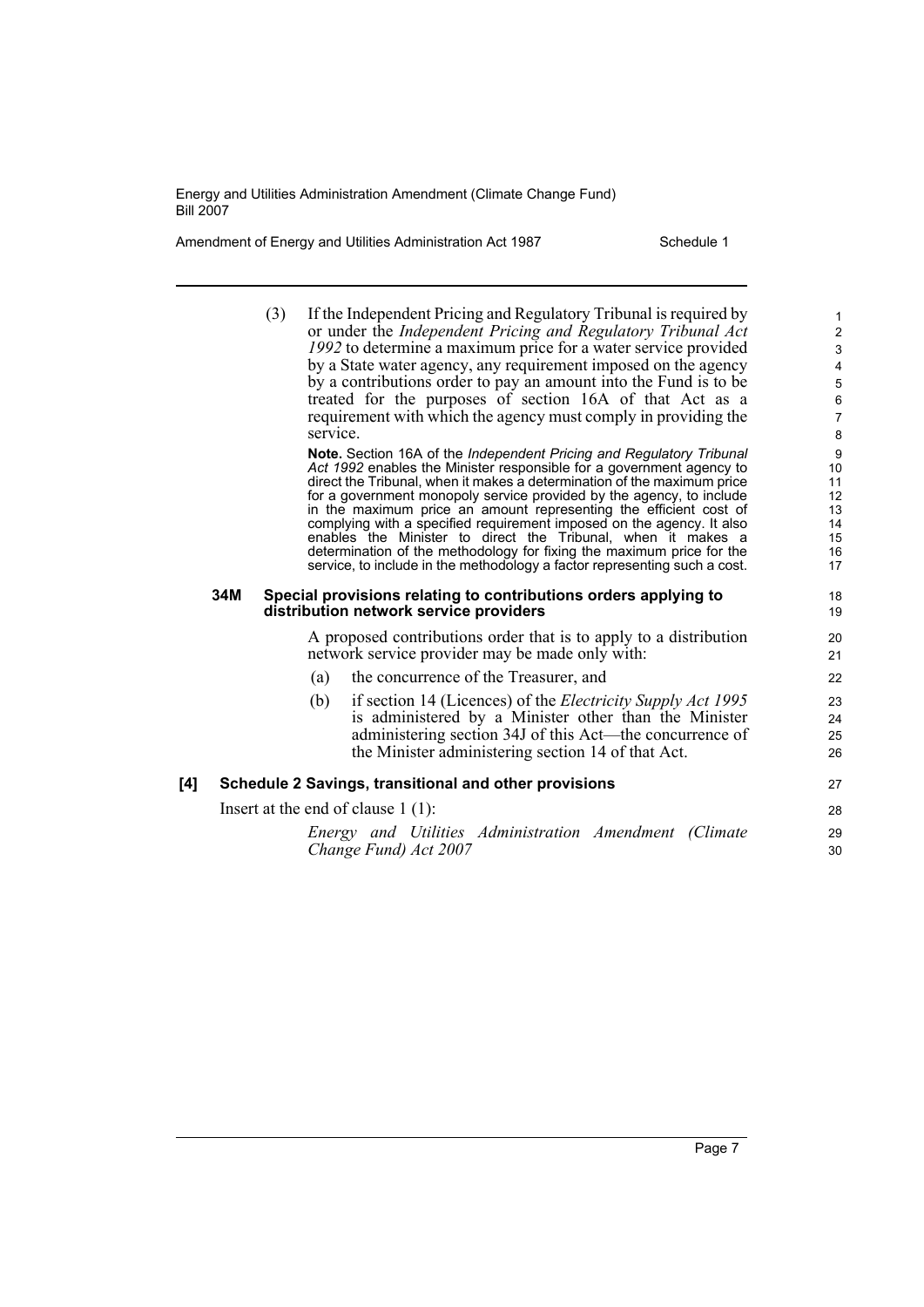(3) If the Independent Pricing and Regulatory Tribunal is required by or under the *Independent Pricing and Regulatory Tribunal Act 1992* to determine a maximum price for a water service provided by a State water agency, any requirement imposed on the agency by a contributions order to pay an amount into the Fund is to be treated for the purposes of section 16A of that Act as a requirement with which the agency must comply in providing the service.

**Note.** Section 16A of the *Independent Pricing and Regulatory Tribunal Act 1992* enables the Minister responsible for a government agency to direct the Tribunal, when it makes a determination of the maximum price for a government monopoly service provided by the agency, to include in the maximum price an amount representing the efficient cost of complying with a specified requirement imposed on the agency. It also enables the Minister to direct the Tribunal, when it makes a determination of the methodology for fixing the maximum price for the service, to include in the methodology a factor representing such a cost.

**34M Special provisions relating to contributions orders applying to distribution network service providers**

A proposed contributions order that is to apply to a distribution network service provider may be made only with:

(a) the concurrence of the Treasurer, and

(b) if section 14 (Licences) of the *Electricity Supply Act 1995* is administered by a Minister other than the Minister administering section 34J of this Act—the concurrence of the Minister administering section 14 of that Act.

**[4] Schedule 2 Savings, transitional and other provisions**

Insert at the end of clause 1 (1):

*Energy and Utilities Administration Amendment (Climate Change Fund) Act 2007*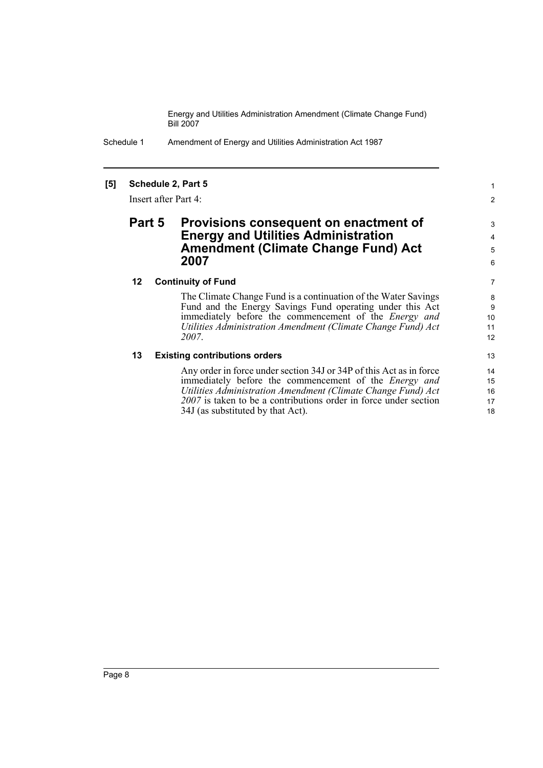**[5] Schedule 2, Part 5**

Insert after Part 4:

## Part 5 Provisions consequent on enactment of Energy and Utilities Administration Amendment (Climate Change Fund) Act 2007

### 12 Continuity of Fund

The Climate Change Fund is a continuation of the Water Savings Fund and the Energy Savings Fund operating under this Act immediately before the commencement of the *Energy and Utilities Administration Amendment (Climate Change Fund) Act 2007*.

### 13 Existing contributions orders

Any order in force under section 34J or 34P of this Act as in force immediately before the commencement of the *Energy and Utilities Administration Amendment (Climate Change Fund) Act 2007* is taken to be a contributions order in force under section 34J (as substituted by that Act).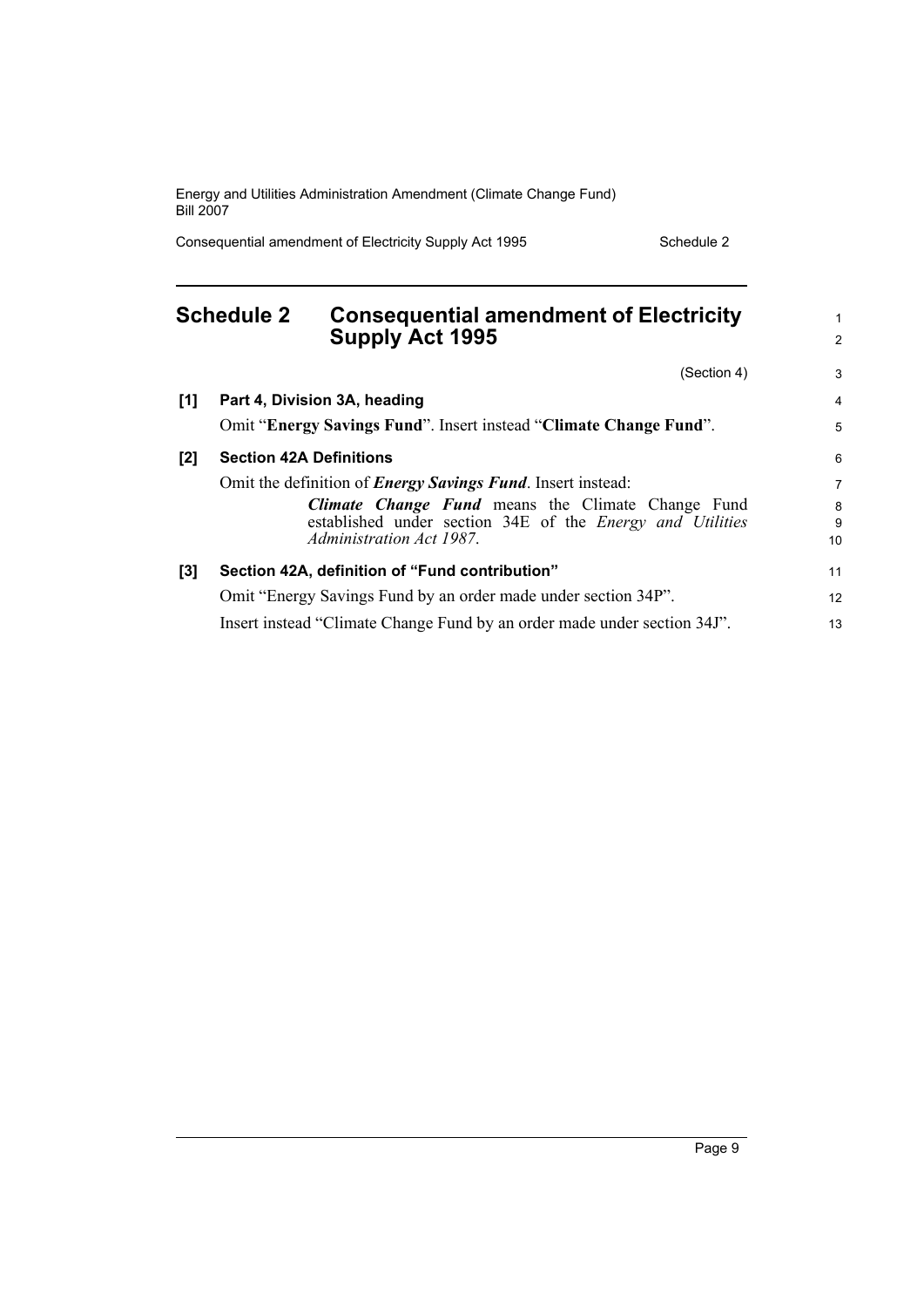## Schedule 2 Consequential amendment of Electricity Supply Act 1995

(Section 4)

**[1] Part 4, Division 3A, heading**

Omit "**Energy Savings Fund**". Insert instead "**Climate Change Fund**".

**[2] Section 42A Definitions**

Omit the definition of ***Energy Savings Fund***. Insert instead:

> ***Climate Change Fund*** means the Climate Change Fund established under section 34E of the *Energy and Utilities Administration Act 1987*.

**[3] Section 42A, definition of "Fund contribution"**

Omit "Energy Savings Fund by an order made under section 34P".

Insert instead "Climate Change Fund by an order made under section 34J".